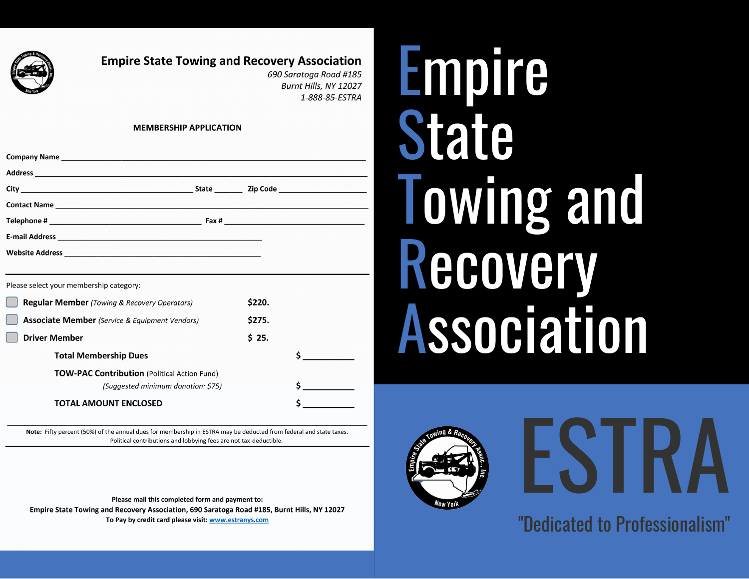# Empire State Towing and Recovery Association

*690 Saratoga Road #185*
*Burnt Hills, NY 12027*
*1-888-85-ESTRA*

## MEMBERSHIP APPLICATION

**Company Name** ______________________________________________

**Address** ______________________________________________

**City** ____________________ **State** ________ **Zip Code** ____________

**Contact Name** ______________________________________________

**Telephone #** ____________________ **Fax #** ____________________

**E-mail Address** ______________________________

**Website Address** ______________________________

---

Please select your membership category:

- ☐ **Regular Member** *(Towing & Recovery Operators)* — **$220.**
- ☐ **Associate Member** *(Service & Equipment Vendors)* — **$275.**
- ☐ **Driver Member** — **$ 25.**

**Total Membership Dues** $ __________

**TOW-PAC Contribution** (Political Action Fund)
*(Suggested minimum donation: $75)* $ __________

**TOTAL AMOUNT ENCLOSED** $ __________

---

**Note:** Fifty percent (50%) of the annual dues for membership in ESTRA may be deducted from federal and state taxes. Political contributions and lobbying fees are not tax-deductible.

---

**Please mail this completed form and payment to:**
**Empire State Towing and Recovery Association, 690 Saratoga Road #185, Burnt Hills, NY 12027**
**To Pay by credit card please visit: www.estranys.com**

# Empire State Towing and Recovery Association

# ESTRA

"Dedicated to Professionalism"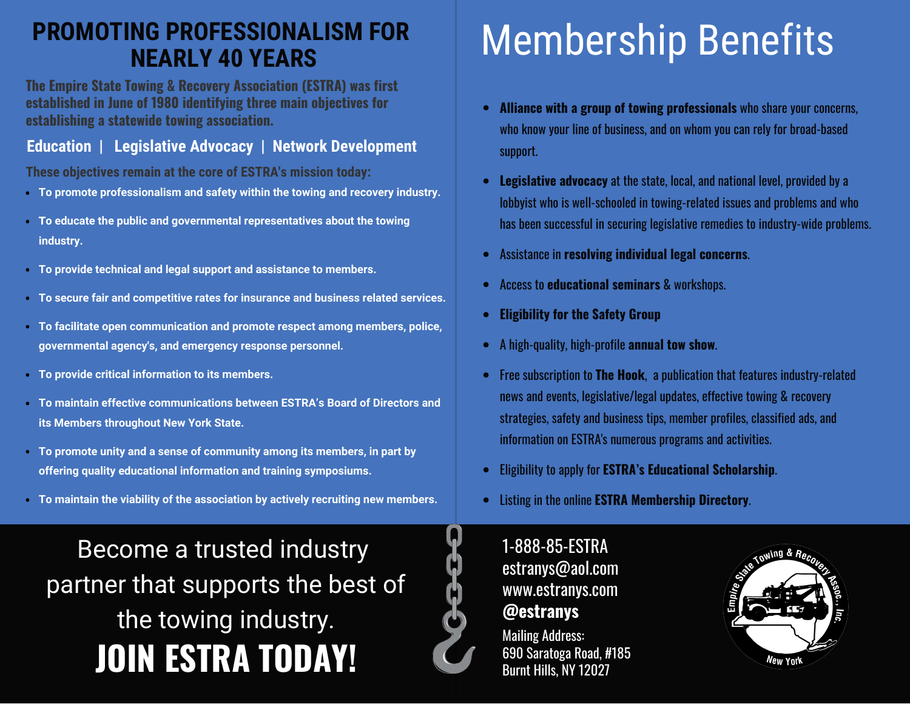# PROMOTING PROFESSIONALISM FOR NEARLY 40 YEARS

**The Empire State Towing & Recovery Association (ESTRA) was first established in June of 1980 identifying three main objectives for establishing a statewide towing association.**

**Education | Legislative Advocacy | Network Development**

**These objectives remain at the core of ESTRA's mission today:**

- **To promote professionalism and safety within the towing and recovery industry.**
- **To educate the public and governmental representatives about the towing industry.**
- **To provide technical and legal support and assistance to members.**
- **To secure fair and competitive rates for insurance and business related services.**
- **To facilitate open communication and promote respect among members, police, governmental agency's, and emergency response personnel.**
- **To provide critical information to its members.**
- **To maintain effective communications between ESTRA's Board of Directors and its Members throughout New York State.**
- **To promote unity and a sense of community among its members, in part by offering quality educational information and training symposiums.**
- **To maintain the viability of the association by actively recruiting new members.**

# Membership Benefits

- **Alliance with a group of towing professionals** who share your concerns, who know your line of business, and on whom you can rely for broad-based support.
- **Legislative advocacy** at the state, local, and national level, provided by a lobbyist who is well-schooled in towing-related issues and problems and who has been successful in securing legislative remedies to industry-wide problems.
- Assistance in **resolving individual legal concerns**.
- Access to **educational seminars** & workshops.
- **Eligibility for the Safety Group**
- A high-quality, high-profile **annual tow show**.
- Free subscription to **The Hook**, a publication that features industry-related news and events, legislative/legal updates, effective towing & recovery strategies, safety and business tips, member profiles, classified ads, and information on ESTRA's numerous programs and activities.
- Eligibility to apply for **ESTRA's Educational Scholarship**.
- Listing in the online **ESTRA Membership Directory**.

Become a trusted industry partner that supports the best of the towing industry.

**JOIN ESTRA TODAY!**

1-888-85-ESTRA
estranys@aol.com
www.estranys.com
**@estranys**

Mailing Address:
690 Saratoga Road, #185
Burnt Hills, NY 12027

Empire State Towing & Recovery Assoc., Inc.
New York